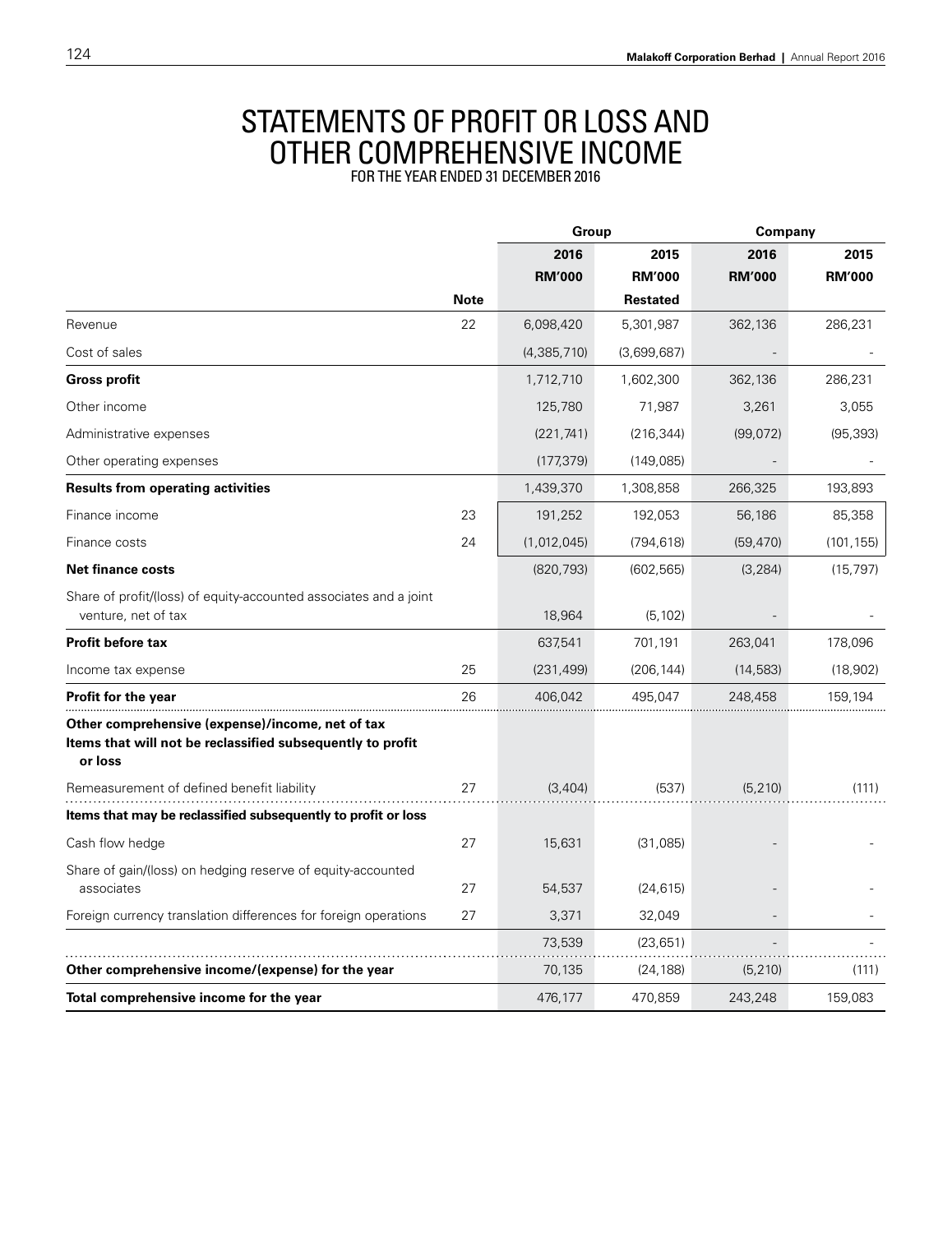# STATEMENTS OF PROFIT OR LOSS AND OTHER COMPREHENSIVE INCOME

FOR THE YEAR ENDED 31 DECEMBER 2016

| | | Group | | Company | |
|---|---|---|---|---|---|
| | | 2016 | 2015 | 2016 | 2015 |
| | | RM'000 | RM'000 | RM'000 | RM'000 |
| | Note | | Restated | | |
| Revenue | 22 | 6,098,420 | 5,301,987 | 362,136 | 286,231 |
| Cost of sales | | (4,385,710) | (3,699,687) | - | - |
| **Gross profit** | | 1,712,710 | 1,602,300 | 362,136 | 286,231 |
| Other income | | 125,780 | 71,987 | 3,261 | 3,055 |
| Administrative expenses | | (221,741) | (216,344) | (99,072) | (95,393) |
| Other operating expenses | | (177,379) | (149,085) | - | - |
| **Results from operating activities** | | 1,439,370 | 1,308,858 | 266,325 | 193,893 |
| Finance income | 23 | 191,252 | 192,053 | 56,186 | 85,358 |
| Finance costs | 24 | (1,012,045) | (794,618) | (59,470) | (101,155) |
| **Net finance costs** | | (820,793) | (602,565) | (3,284) | (15,797) |
| Share of profit/(loss) of equity-accounted associates and a joint venture, net of tax | | 18,964 | (5,102) | - | - |
| **Profit before tax** | | 637,541 | 701,191 | 263,041 | 178,096 |
| Income tax expense | 25 | (231,499) | (206,144) | (14,583) | (18,902) |
| **Profit for the year** | 26 | 406,042 | 495,047 | 248,458 | 159,194 |
| **Other comprehensive (expense)/income, net of tax** | | | | | |
| **Items that will not be reclassified subsequently to profit or loss** | | | | | |
| Remeasurement of defined benefit liability | 27 | (3,404) | (537) | (5,210) | (111) |
| **Items that may be reclassified subsequently to profit or loss** | | | | | |
| Cash flow hedge | 27 | 15,631 | (31,085) | - | - |
| Share of gain/(loss) on hedging reserve of equity-accounted associates | 27 | 54,537 | (24,615) | - | - |
| Foreign currency translation differences for foreign operations | 27 | 3,371 | 32,049 | - | - |
| | | 73,539 | (23,651) | - | - |
| **Other comprehensive income/(expense) for the year** | | 70,135 | (24,188) | (5,210) | (111) |
| **Total comprehensive income for the year** | | 476,177 | 470,859 | 243,248 | 159,083 |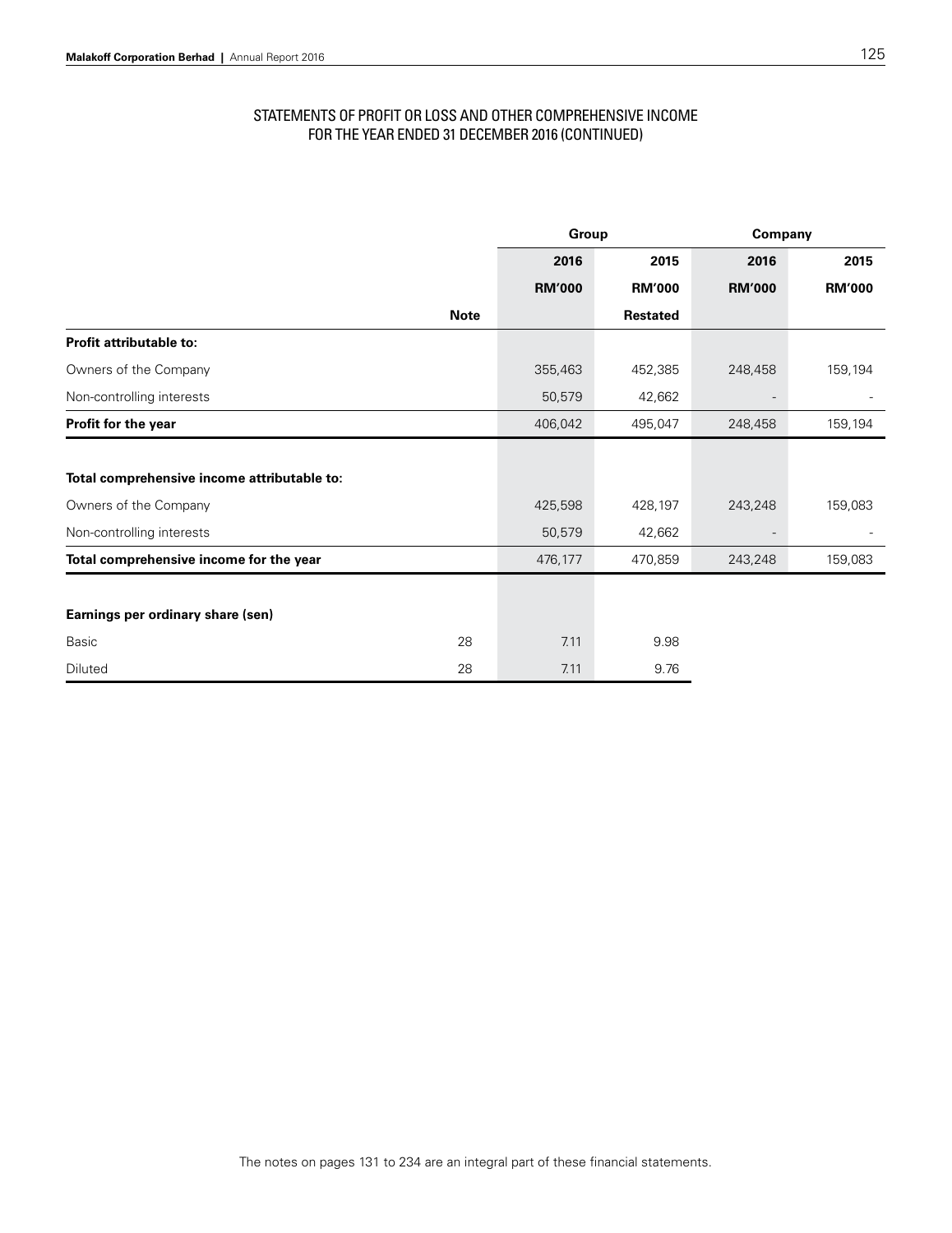## STATEMENTS OF PROFIT OR LOSS AND OTHER COMPREHENSIVE INCOME FOR THE YEAR ENDED 31 DECEMBER 2016 (CONTINUED)

| | | Group | | Company | |
|---|---|---|---|---|---|
| | | **2016** | **2015** | **2016** | **2015** |
| | | **RM'000** | **RM'000** | **RM'000** | **RM'000** |
| | **Note** | | **Restated** | | |
| **Profit attributable to:** | | | | | |
| Owners of the Company | | 355,463 | 452,385 | 248,458 | 159,194 |
| Non-controlling interests | | 50,579 | 42,662 | - | - |
| **Profit for the year** | | 406,042 | 495,047 | 248,458 | 159,194 |
| | | | | | |
| **Total comprehensive income attributable to:** | | | | | |
| Owners of the Company | | 425,598 | 428,197 | 243,248 | 159,083 |
| Non-controlling interests | | 50,579 | 42,662 | - | - |
| **Total comprehensive income for the year** | | 476,177 | 470,859 | 243,248 | 159,083 |
| | | | | | |
| **Earnings per ordinary share (sen)** | | | | | |
| Basic | 28 | 7.11 | 9.98 | | |
| Diluted | 28 | 7.11 | 9.76 | | |

The notes on pages 131 to 234 are an integral part of these financial statements.